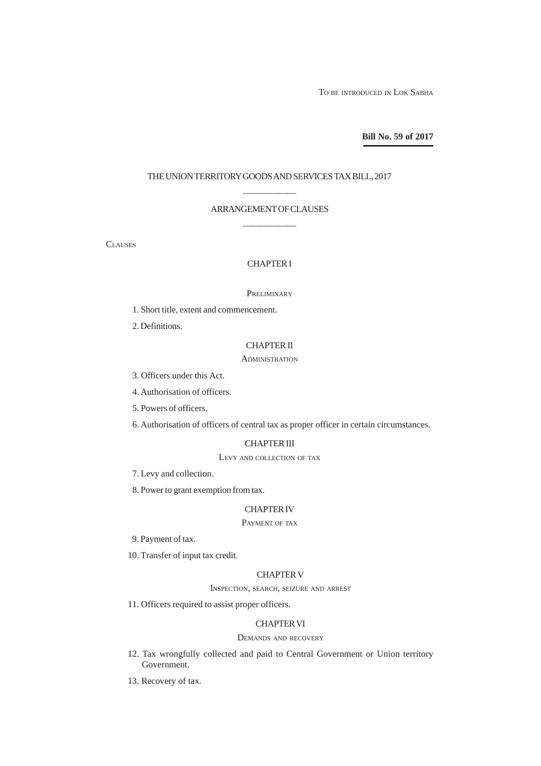TO BE INTRODUCED IN LOK SABHA

**Bill No. 59 of 2017**

# THE UNION TERRITORY GOODS AND SERVICES TAX BILL, 2017

## ARRANGEMENT OF CLAUSES

CLAUSES

### CHAPTER I

PRELIMINARY

1. Short title, extent and commencement.
2. Definitions.

### CHAPTER II

ADMINISTRATION

3. Officers under this Act.
4. Authorisation of officers.
5. Powers of officers.
6. Authorisation of officers of central tax as proper officer in certain circumstances.

### CHAPTER III

LEVY AND COLLECTION OF TAX

7. Levy and collection.
8. Power to grant exemption from tax.

### CHAPTER IV

PAYMENT OF TAX

9. Payment of tax.
10. Transfer of input tax credit.

### CHAPTER V

INSPECTION, SEARCH, SEIZURE AND ARREST

11. Officers required to assist proper officers.

### CHAPTER VI

DEMANDS AND RECOVERY

12. Tax wrongfully collected and paid to Central Government or Union territory Government.
13. Recovery of tax.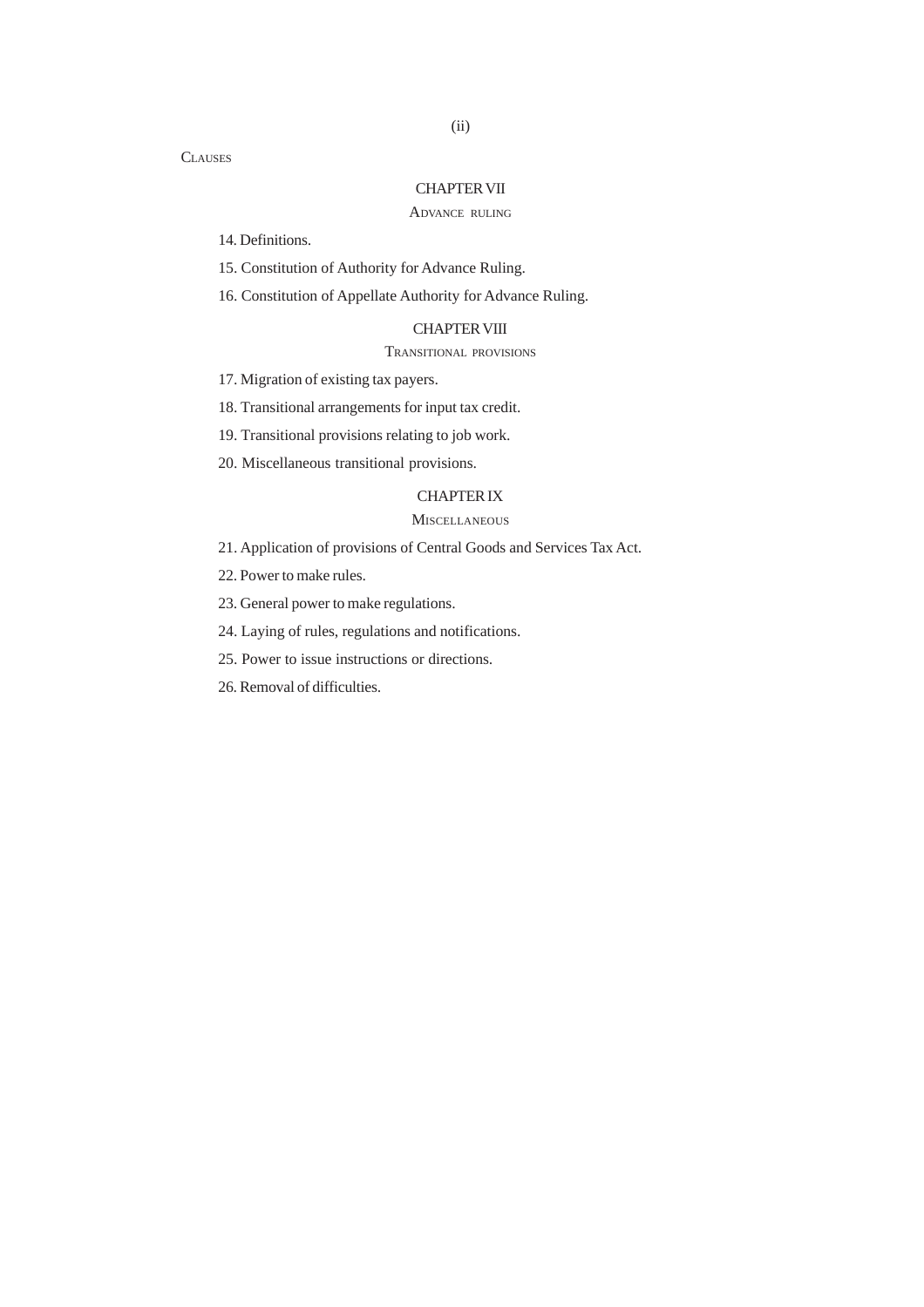CLAUSES

## CHAPTER VII

### ADVANCE RULING

14. Definitions.

15. Constitution of Authority for Advance Ruling.

16. Constitution of Appellate Authority for Advance Ruling.

## CHAPTER VIII

### TRANSITIONAL PROVISIONS

17. Migration of existing tax payers.

18. Transitional arrangements for input tax credit.

19. Transitional provisions relating to job work.

20. Miscellaneous transitional provisions.

## CHAPTER IX

### MISCELLANEOUS

21. Application of provisions of Central Goods and Services Tax Act.

22. Power to make rules.

23. General power to make regulations.

24. Laying of rules, regulations and notifications.

25. Power to issue instructions or directions.

26. Removal of difficulties.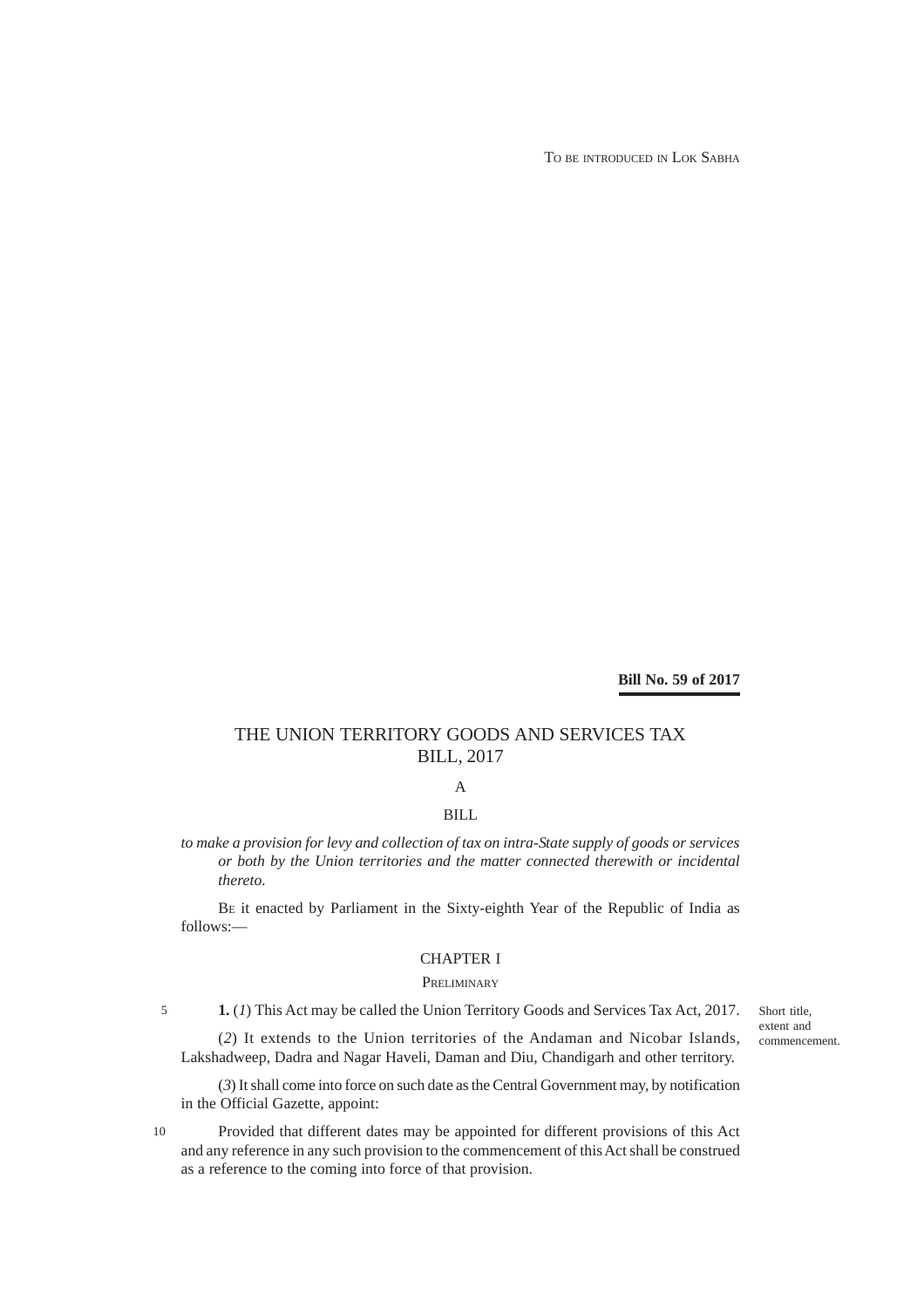TO BE INTRODUCED IN LOK SABHA

**Bill No. 59 of 2017**

# THE UNION TERRITORY GOODS AND SERVICES TAX BILL, 2017

A

BILL

*to make a provision for levy and collection of tax on intra-State supply of goods or services or both by the Union territories and the matter connected therewith or incidental thereto.*

BE it enacted by Parliament in the Sixty-eighth Year of the Republic of India as follows:—

## CHAPTER I

### PRELIMINARY

Short title, extent and commencement.

**1.** (*1*) This Act may be called the Union Territory Goods and Services Tax Act, 2017.

(*2*) It extends to the Union territories of the Andaman and Nicobar Islands, Lakshadweep, Dadra and Nagar Haveli, Daman and Diu, Chandigarh and other territory.

(*3*) It shall come into force on such date as the Central Government may, by notification in the Official Gazette, appoint:

Provided that different dates may be appointed for different provisions of this Act and any reference in any such provision to the commencement of this Act shall be construed as a reference to the coming into force of that provision.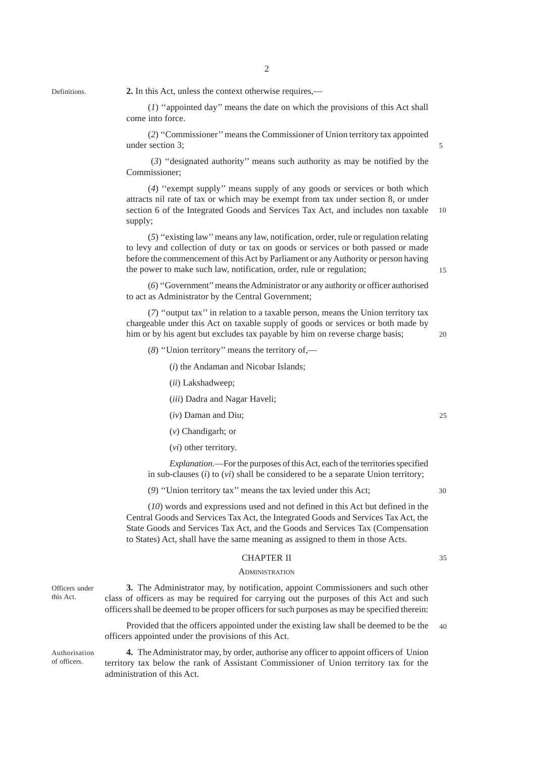Definitions.

**2.** In this Act, unless the context otherwise requires,—

(*1*) ''appointed day'' means the date on which the provisions of this Act shall come into force.

(*2*) ''Commissioner'' means the Commissioner of Union territory tax appointed under section 3;

(*3*) ''designated authority'' means such authority as may be notified by the Commissioner;

(*4*) ''exempt supply'' means supply of any goods or services or both which attracts nil rate of tax or which may be exempt from tax under section 8, or under section 6 of the Integrated Goods and Services Tax Act, and includes non taxable supply;

(*5*) ''existing law'' means any law, notification, order, rule or regulation relating to levy and collection of duty or tax on goods or services or both passed or made before the commencement of this Act by Parliament or any Authority or person having the power to make such law, notification, order, rule or regulation;

(*6*) ''Government'' means the Administrator or any authority or officer authorised to act as Administrator by the Central Government;

(*7*) ''output tax'' in relation to a taxable person, means the Union territory tax chargeable under this Act on taxable supply of goods or services or both made by him or by his agent but excludes tax payable by him on reverse charge basis;

(*8*) ''Union territory'' means the territory of,—

(*i*) the Andaman and Nicobar Islands;

(*ii*) Lakshadweep;

(*iii*) Dadra and Nagar Haveli;

(*iv*) Daman and Diu;

(*v*) Chandigarh; or

(*vi*) other territory.

*Explanation*.—For the purposes of this Act, each of the territories specified in sub-clauses (*i*) to (*vi*) shall be considered to be a separate Union territory;

(*9*) ''Union territory tax'' means the tax levied under this Act;

(*10*) words and expressions used and not defined in this Act but defined in the Central Goods and Services Tax Act, the Integrated Goods and Services Tax Act, the State Goods and Services Tax Act, and the Goods and Services Tax (Compensation to States) Act, shall have the same meaning as assigned to them in those Acts.

## CHAPTER II

### ADMINISTRATION

Officers under this Act.

**3.** The Administrator may, by notification, appoint Commissioners and such other class of officers as may be required for carrying out the purposes of this Act and such officers shall be deemed to be proper officers for such purposes as may be specified therein:

Provided that the officers appointed under the existing law shall be deemed to be the officers appointed under the provisions of this Act.

Authorisation of officers.

**4.** The Administrator may, by order, authorise any officer to appoint officers of Union territory tax below the rank of Assistant Commissioner of Union territory tax for the administration of this Act.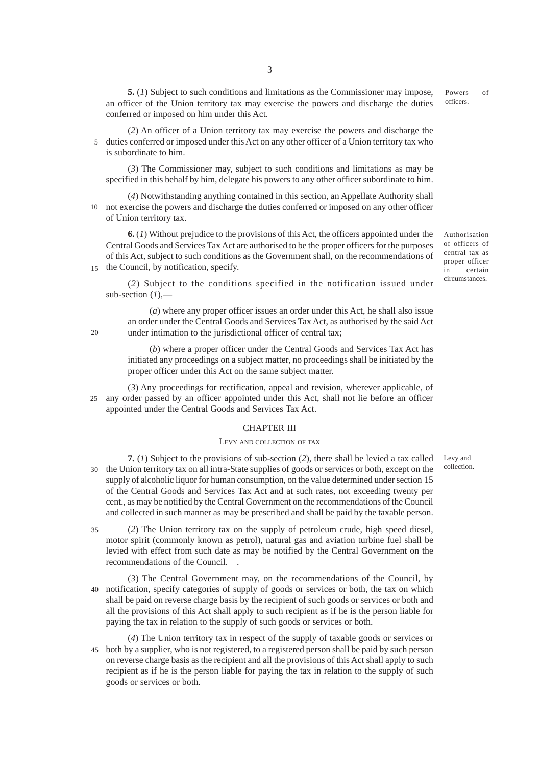**5.** (*1*) Subject to such conditions and limitations as the Commissioner may impose, an officer of the Union territory tax may exercise the powers and discharge the duties conferred or imposed on him under this Act.

Powers of officers.

(*2*) An officer of a Union territory tax may exercise the powers and discharge the duties conferred or imposed under this Act on any other officer of a Union territory tax who is subordinate to him.

(*3*) The Commissioner may, subject to such conditions and limitations as may be specified in this behalf by him, delegate his powers to any other officer subordinate to him.

(*4*) Notwithstanding anything contained in this section, an Appellate Authority shall not exercise the powers and discharge the duties conferred or imposed on any other officer of Union territory tax.

**6.** (*1*) Without prejudice to the provisions of this Act, the officers appointed under the Central Goods and Services Tax Act are authorised to be the proper officers for the purposes of this Act, subject to such conditions as the Government shall, on the recommendations of the Council, by notification, specify.

Authorisation of officers of central tax as proper officer in certain circumstances.

(*2*) Subject to the conditions specified in the notification issued under sub-section (*1*),—

(*a*) where any proper officer issues an order under this Act, he shall also issue an order under the Central Goods and Services Tax Act, as authorised by the said Act under intimation to the jurisdictional officer of central tax;

(*b*) where a proper officer under the Central Goods and Services Tax Act has initiated any proceedings on a subject matter, no proceedings shall be initiated by the proper officer under this Act on the same subject matter.

(*3*) Any proceedings for rectification, appeal and revision, wherever applicable, of any order passed by an officer appointed under this Act, shall not lie before an officer appointed under the Central Goods and Services Tax Act.

## CHAPTER III

### LEVY AND COLLECTION OF TAX

**7.** (*1*) Subject to the provisions of sub-section (*2*), there shall be levied a tax called the Union territory tax on all intra-State supplies of goods or services or both, except on the supply of alcoholic liquor for human consumption, on the value determined under section 15 of the Central Goods and Services Tax Act and at such rates, not exceeding twenty per cent., as may be notified by the Central Government on the recommendations of the Council and collected in such manner as may be prescribed and shall be paid by the taxable person.

Levy and collection.

(*2*) The Union territory tax on the supply of petroleum crude, high speed diesel, motor spirit (commonly known as petrol), natural gas and aviation turbine fuel shall be levied with effect from such date as may be notified by the Central Government on the recommendations of the Council.

(*3*) The Central Government may, on the recommendations of the Council, by notification, specify categories of supply of goods or services or both, the tax on which shall be paid on reverse charge basis by the recipient of such goods or services or both and all the provisions of this Act shall apply to such recipient as if he is the person liable for paying the tax in relation to the supply of such goods or services or both.

(*4*) The Union territory tax in respect of the supply of taxable goods or services or both by a supplier, who is not registered, to a registered person shall be paid by such person on reverse charge basis as the recipient and all the provisions of this Act shall apply to such recipient as if he is the person liable for paying the tax in relation to the supply of such goods or services or both.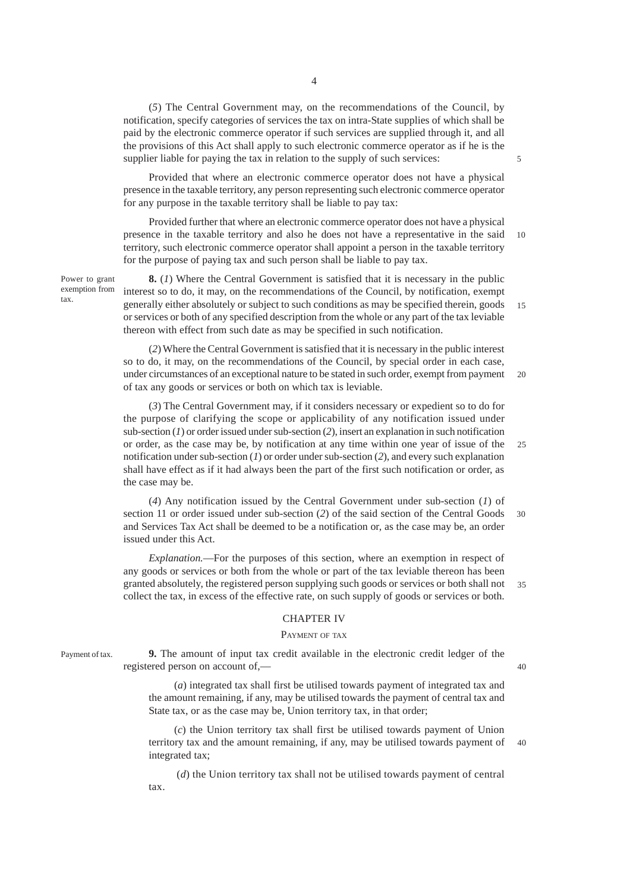(*5*) The Central Government may, on the recommendations of the Council, by notification, specify categories of services the tax on intra-State supplies of which shall be paid by the electronic commerce operator if such services are supplied through it, and all the provisions of this Act shall apply to such electronic commerce operator as if he is the supplier liable for paying the tax in relation to the supply of such services:

Provided that where an electronic commerce operator does not have a physical presence in the taxable territory, any person representing such electronic commerce operator for any purpose in the taxable territory shall be liable to pay tax:

Provided further that where an electronic commerce operator does not have a physical presence in the taxable territory and also he does not have a representative in the said territory, such electronic commerce operator shall appoint a person in the taxable territory for the purpose of paying tax and such person shall be liable to pay tax.

Power to grant exemption from tax.

**8.** (*1*) Where the Central Government is satisfied that it is necessary in the public interest so to do, it may, on the recommendations of the Council, by notification, exempt generally either absolutely or subject to such conditions as may be specified therein, goods or services or both of any specified description from the whole or any part of the tax leviable thereon with effect from such date as may be specified in such notification.

(*2*) Where the Central Government is satisfied that it is necessary in the public interest so to do, it may, on the recommendations of the Council, by special order in each case, under circumstances of an exceptional nature to be stated in such order, exempt from payment of tax any goods or services or both on which tax is leviable.

(*3*) The Central Government may, if it considers necessary or expedient so to do for the purpose of clarifying the scope or applicability of any notification issued under sub-section (*1*) or order issued under sub-section (*2*), insert an explanation in such notification or order, as the case may be, by notification at any time within one year of issue of the notification under sub-section (*1*) or order under sub-section (*2*), and every such explanation shall have effect as if it had always been the part of the first such notification or order, as the case may be.

(*4*) Any notification issued by the Central Government under sub-section (*1*) of section 11 or order issued under sub-section (*2*) of the said section of the Central Goods and Services Tax Act shall be deemed to be a notification or, as the case may be, an order issued under this Act.

*Explanation.*—For the purposes of this section, where an exemption in respect of any goods or services or both from the whole or part of the tax leviable thereon has been granted absolutely, the registered person supplying such goods or services or both shall not collect the tax, in excess of the effective rate, on such supply of goods or services or both.

## CHAPTER IV

### PAYMENT OF TAX

Payment of tax.

**9.** The amount of input tax credit available in the electronic credit ledger of the registered person on account of,—

(*a*) integrated tax shall first be utilised towards payment of integrated tax and the amount remaining, if any, may be utilised towards the payment of central tax and State tax, or as the case may be, Union territory tax, in that order;

(*c*) the Union territory tax shall first be utilised towards payment of Union territory tax and the amount remaining, if any, may be utilised towards payment of integrated tax;

(*d*) the Union territory tax shall not be utilised towards payment of central tax.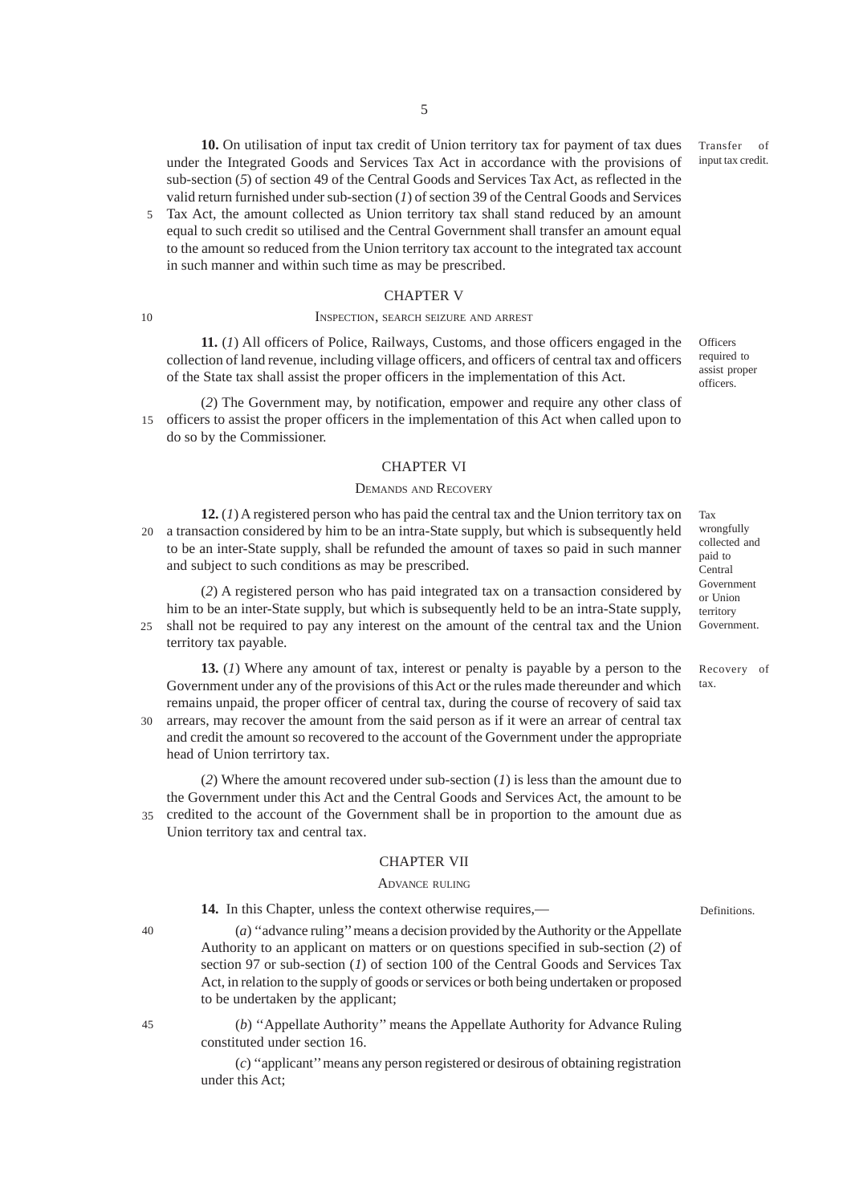**10.** On utilisation of input tax credit of Union territory tax for payment of tax dues under the Integrated Goods and Services Tax Act in accordance with the provisions of sub-section (*5*) of section 49 of the Central Goods and Services Tax Act, as reflected in the valid return furnished under sub-section (*1*) of section 39 of the Central Goods and Services Tax Act, the amount collected as Union territory tax shall stand reduced by an amount equal to such credit so utilised and the Central Government shall transfer an amount equal to the amount so reduced from the Union territory tax account to the integrated tax account in such manner and within such time as may be prescribed.

Transfer of input tax credit.

## CHAPTER V

### INSPECTION, SEARCH SEIZURE AND ARREST

**11.** (*1*) All officers of Police, Railways, Customs, and those officers engaged in the collection of land revenue, including village officers, and officers of central tax and officers of the State tax shall assist the proper officers in the implementation of this Act.

Officers required to assist proper officers.

(*2*) The Government may, by notification, empower and require any other class of officers to assist the proper officers in the implementation of this Act when called upon to do so by the Commissioner.

## CHAPTER VI

### DEMANDS AND RECOVERY

**12.** (*1*) A registered person who has paid the central tax and the Union territory tax on a transaction considered by him to be an intra-State supply, but which is subsequently held to be an inter-State supply, shall be refunded the amount of taxes so paid in such manner and subject to such conditions as may be prescribed.

Tax wrongfully collected and paid to Central Government or Union territory Government.

(*2*) A registered person who has paid integrated tax on a transaction considered by him to be an inter-State supply, but which is subsequently held to be an intra-State supply, shall not be required to pay any interest on the amount of the central tax and the Union territory tax payable.

**13.** (*1*) Where any amount of tax, interest or penalty is payable by a person to the Government under any of the provisions of this Act or the rules made thereunder and which remains unpaid, the proper officer of central tax, during the course of recovery of said tax arrears, may recover the amount from the said person as if it were an arrear of central tax and credit the amount so recovered to the account of the Government under the appropriate head of Union terrirtory tax.

Recovery of tax.

(*2*) Where the amount recovered under sub-section (*1*) is less than the amount due to the Government under this Act and the Central Goods and Services Act, the amount to be credited to the account of the Government shall be in proportion to the amount due as Union territory tax and central tax.

## CHAPTER VII

### ADVANCE RULING

**14.** In this Chapter, unless the context otherwise requires,—

Definitions.

(*a*) ''advance ruling'' means a decision provided by the Authority or the Appellate Authority to an applicant on matters or on questions specified in sub-section (*2*) of section 97 or sub-section (*1*) of section 100 of the Central Goods and Services Tax Act, in relation to the supply of goods or services or both being undertaken or proposed to be undertaken by the applicant;

(*b*) ''Appellate Authority'' means the Appellate Authority for Advance Ruling constituted under section 16.

(*c*) ''applicant'' means any person registered or desirous of obtaining registration under this Act;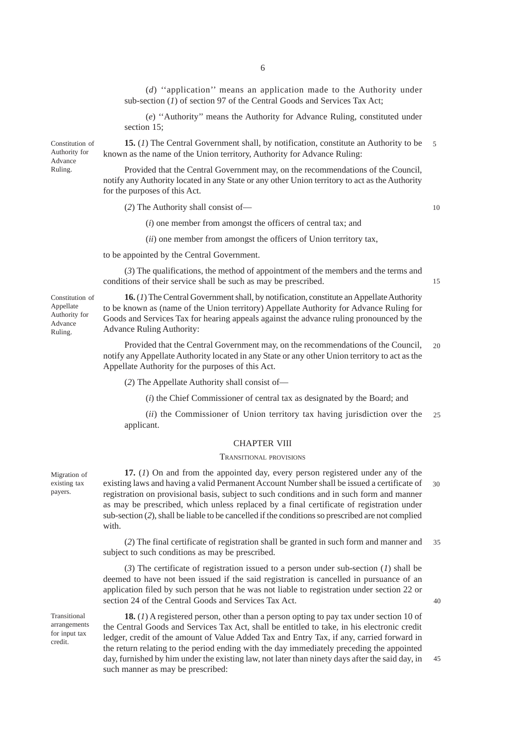(*d*) ''application'' means an application made to the Authority under sub-section (*1*) of section 97 of the Central Goods and Services Tax Act;

(*e*) ''Authority'' means the Authority for Advance Ruling, constituted under section 15;

Constitution of Authority for Advance Ruling.

**15.** (*1*) The Central Government shall, by notification, constitute an Authority to be known as the name of the Union territory, Authority for Advance Ruling:

Provided that the Central Government may, on the recommendations of the Council, notify any Authority located in any State or any other Union territory to act as the Authority for the purposes of this Act.

(*2*) The Authority shall consist of—

(*i*) one member from amongst the officers of central tax; and

(*ii*) one member from amongst the officers of Union territory tax,

to be appointed by the Central Government.

(*3*) The qualifications, the method of appointment of the members and the terms and conditions of their service shall be such as may be prescribed.

Constitution of Appellate Authority for Advance Ruling.

**16.** (*1*) The Central Government shall, by notification, constitute an Appellate Authority to be known as (name of the Union territory) Appellate Authority for Advance Ruling for Goods and Services Tax for hearing appeals against the advance ruling pronounced by the Advance Ruling Authority:

Provided that the Central Government may, on the recommendations of the Council, notify any Appellate Authority located in any State or any other Union territory to act as the Appellate Authority for the purposes of this Act.

(*2*) The Appellate Authority shall consist of—

(*i*) the Chief Commissioner of central tax as designated by the Board; and

(*ii*) the Commissioner of Union territory tax having jurisdiction over the applicant.

## CHAPTER VIII

### TRANSITIONAL PROVISIONS

Migration of existing tax payers.

**17.** (*1*) On and from the appointed day, every person registered under any of the existing laws and having a valid Permanent Account Number shall be issued a certificate of registration on provisional basis, subject to such conditions and in such form and manner as may be prescribed, which unless replaced by a final certificate of registration under sub-section (*2*), shall be liable to be cancelled if the conditions so prescribed are not complied with.

(*2*) The final certificate of registration shall be granted in such form and manner and subject to such conditions as may be prescribed.

(*3*) The certificate of registration issued to a person under sub-section (*1*) shall be deemed to have not been issued if the said registration is cancelled in pursuance of an application filed by such person that he was not liable to registration under section 22 or section 24 of the Central Goods and Services Tax Act.

Transitional arrangements for input tax credit.

**18.** (*1*) A registered person, other than a person opting to pay tax under section 10 of the Central Goods and Services Tax Act, shall be entitled to take, in his electronic credit ledger, credit of the amount of Value Added Tax and Entry Tax, if any, carried forward in the return relating to the period ending with the day immediately preceding the appointed day, furnished by him under the existing law, not later than ninety days after the said day, in such manner as may be prescribed: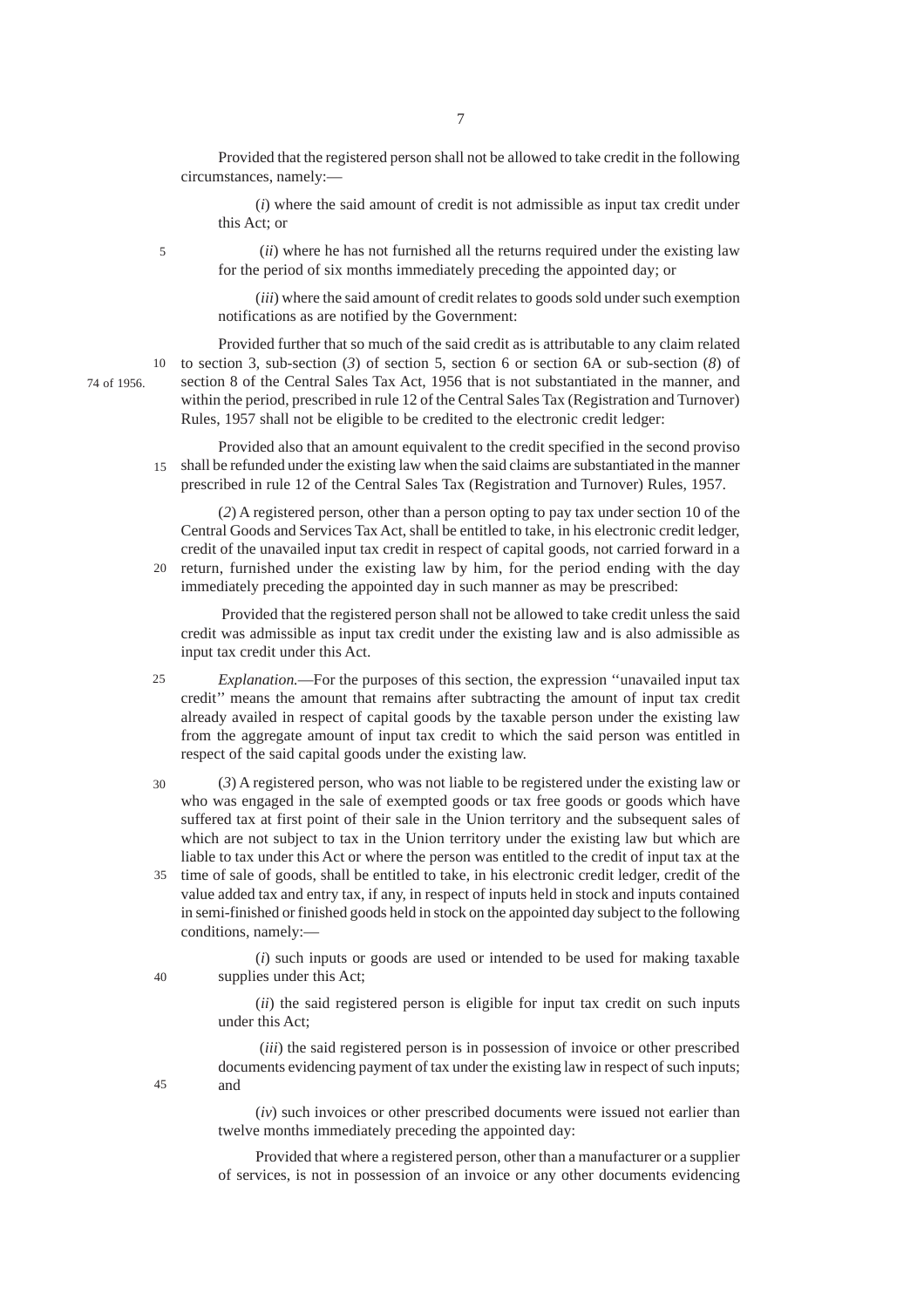Provided that the registered person shall not be allowed to take credit in the following circumstances, namely:—

(*i*) where the said amount of credit is not admissible as input tax credit under this Act; or

(*ii*) where he has not furnished all the returns required under the existing law for the period of six months immediately preceding the appointed day; or

(*iii*) where the said amount of credit relates to goods sold under such exemption notifications as are notified by the Government:

Provided further that so much of the said credit as is attributable to any claim related to section 3, sub-section (*3*) of section 5, section 6 or section 6A or sub-section (*8*) of section 8 of the Central Sales Tax Act, 1956 that is not substantiated in the manner, and within the period, prescribed in rule 12 of the Central Sales Tax (Registration and Turnover) Rules, 1957 shall not be eligible to be credited to the electronic credit ledger:

74 of 1956.

Provided also that an amount equivalent to the credit specified in the second proviso shall be refunded under the existing law when the said claims are substantiated in the manner prescribed in rule 12 of the Central Sales Tax (Registration and Turnover) Rules, 1957.

(*2*) A registered person, other than a person opting to pay tax under section 10 of the Central Goods and Services Tax Act, shall be entitled to take, in his electronic credit ledger, credit of the unavailed input tax credit in respect of capital goods, not carried forward in a return, furnished under the existing law by him, for the period ending with the day immediately preceding the appointed day in such manner as may be prescribed:

Provided that the registered person shall not be allowed to take credit unless the said credit was admissible as input tax credit under the existing law and is also admissible as input tax credit under this Act.

*Explanation.*—For the purposes of this section, the expression ''unavailed input tax credit'' means the amount that remains after subtracting the amount of input tax credit already availed in respect of capital goods by the taxable person under the existing law from the aggregate amount of input tax credit to which the said person was entitled in respect of the said capital goods under the existing law.

(*3*) A registered person, who was not liable to be registered under the existing law or who was engaged in the sale of exempted goods or tax free goods or goods which have suffered tax at first point of their sale in the Union territory and the subsequent sales of which are not subject to tax in the Union territory under the existing law but which are liable to tax under this Act or where the person was entitled to the credit of input tax at the time of sale of goods, shall be entitled to take, in his electronic credit ledger, credit of the value added tax and entry tax, if any, in respect of inputs held in stock and inputs contained in semi-finished or finished goods held in stock on the appointed day subject to the following conditions, namely:—

(*i*) such inputs or goods are used or intended to be used for making taxable supplies under this Act;

(*ii*) the said registered person is eligible for input tax credit on such inputs under this Act;

(*iii*) the said registered person is in possession of invoice or other prescribed documents evidencing payment of tax under the existing law in respect of such inputs; and

(*iv*) such invoices or other prescribed documents were issued not earlier than twelve months immediately preceding the appointed day:

Provided that where a registered person, other than a manufacturer or a supplier of services, is not in possession of an invoice or any other documents evidencing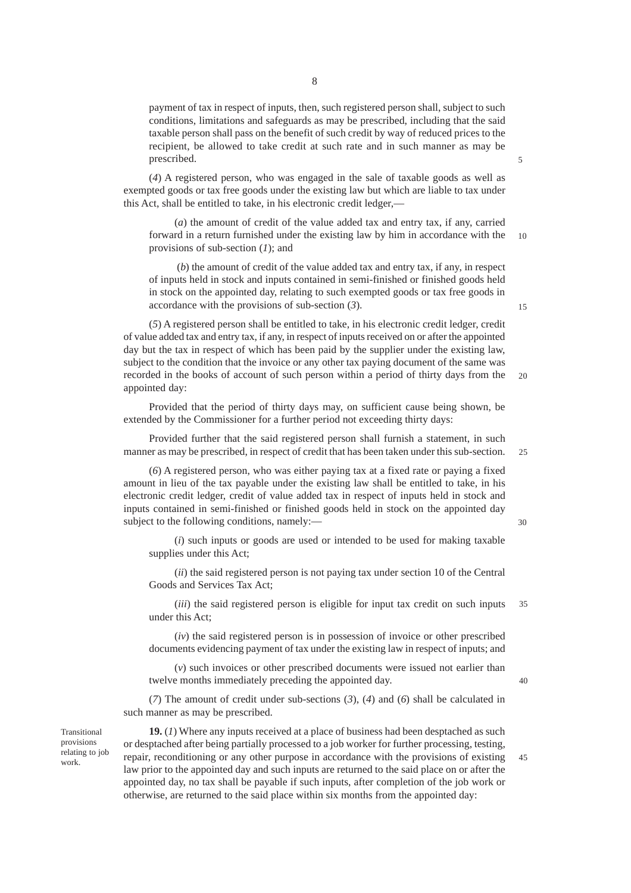payment of tax in respect of inputs, then, such registered person shall, subject to such conditions, limitations and safeguards as may be prescribed, including that the said taxable person shall pass on the benefit of such credit by way of reduced prices to the recipient, be allowed to take credit at such rate and in such manner as may be prescribed.

(*4*) A registered person, who was engaged in the sale of taxable goods as well as exempted goods or tax free goods under the existing law but which are liable to tax under this Act, shall be entitled to take, in his electronic credit ledger,—

(*a*) the amount of credit of the value added tax and entry tax, if any, carried forward in a return furnished under the existing law by him in accordance with the provisions of sub-section (*1*); and

(*b*) the amount of credit of the value added tax and entry tax, if any, in respect of inputs held in stock and inputs contained in semi-finished or finished goods held in stock on the appointed day, relating to such exempted goods or tax free goods in accordance with the provisions of sub-section (*3*).

(*5*) A registered person shall be entitled to take, in his electronic credit ledger, credit of value added tax and entry tax, if any, in respect of inputs received on or after the appointed day but the tax in respect of which has been paid by the supplier under the existing law, subject to the condition that the invoice or any other tax paying document of the same was recorded in the books of account of such person within a period of thirty days from the appointed day:

Provided that the period of thirty days may, on sufficient cause being shown, be extended by the Commissioner for a further period not exceeding thirty days:

Provided further that the said registered person shall furnish a statement, in such manner as may be prescribed, in respect of credit that has been taken under this sub-section.

(*6*) A registered person, who was either paying tax at a fixed rate or paying a fixed amount in lieu of the tax payable under the existing law shall be entitled to take, in his electronic credit ledger, credit of value added tax in respect of inputs held in stock and inputs contained in semi-finished or finished goods held in stock on the appointed day subject to the following conditions, namely:—

(*i*) such inputs or goods are used or intended to be used for making taxable supplies under this Act;

(*ii*) the said registered person is not paying tax under section 10 of the Central Goods and Services Tax Act;

(*iii*) the said registered person is eligible for input tax credit on such inputs under this Act;

(*iv*) the said registered person is in possession of invoice or other prescribed documents evidencing payment of tax under the existing law in respect of inputs; and

(*v*) such invoices or other prescribed documents were issued not earlier than twelve months immediately preceding the appointed day.

(*7*) The amount of credit under sub-sections (*3*), (*4*) and (*6*) shall be calculated in such manner as may be prescribed.

Transitional provisions relating to job work.

**19.** (*1*) Where any inputs received at a place of business had been desptached as such or desptached after being partially processed to a job worker for further processing, testing, repair, reconditioning or any other purpose in accordance with the provisions of existing law prior to the appointed day and such inputs are returned to the said place on or after the appointed day, no tax shall be payable if such inputs, after completion of the job work or otherwise, are returned to the said place within six months from the appointed day: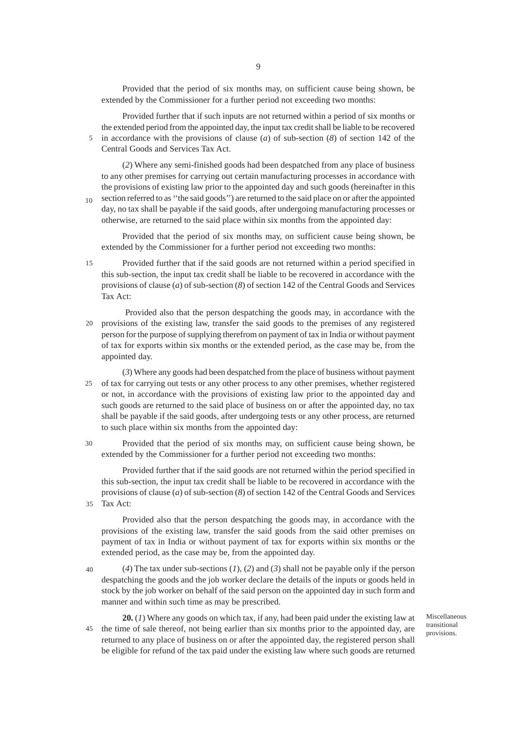Provided that the period of six months may, on sufficient cause being shown, be extended by the Commissioner for a further period not exceeding two months:

Provided further that if such inputs are not returned within a period of six months or the extended period from the appointed day, the input tax credit shall be liable to be recovered in accordance with the provisions of clause (*a*) of sub-section (*8*) of section 142 of the Central Goods and Services Tax Act.

(*2*) Where any semi-finished goods had been despatched from any place of business to any other premises for carrying out certain manufacturing processes in accordance with the provisions of existing law prior to the appointed day and such goods (hereinafter in this section referred to as ''the said goods'') are returned to the said place on or after the appointed day, no tax shall be payable if the said goods, after undergoing manufacturing processes or otherwise, are returned to the said place within six months from the appointed day:

Provided that the period of six months may, on sufficient cause being shown, be extended by the Commissioner for a further period not exceeding two months:

Provided further that if the said goods are not returned within a period specified in this sub-section, the input tax credit shall be liable to be recovered in accordance with the provisions of clause (*a*) of sub-section (*8*) of section 142 of the Central Goods and Services Tax Act:

Provided also that the person despatching the goods may, in accordance with the provisions of the existing law, transfer the said goods to the premises of any registered person for the purpose of supplying therefrom on payment of tax in India or without payment of tax for exports within six months or the extended period, as the case may be, from the appointed day.

(*3*) Where any goods had been despatched from the place of business without payment of tax for carrying out tests or any other process to any other premises, whether registered or not, in accordance with the provisions of existing law prior to the appointed day and such goods are returned to the said place of business on or after the appointed day, no tax shall be payable if the said goods, after undergoing tests or any other process, are returned to such place within six months from the appointed day:

Provided that the period of six months may, on sufficient cause being shown, be extended by the Commissioner for a further period not exceeding two months:

Provided further that if the said goods are not returned within the period specified in this sub-section, the input tax credit shall be liable to be recovered in accordance with the provisions of clause (*a*) of sub-section (*8*) of section 142 of the Central Goods and Services Tax Act:

Provided also that the person despatching the goods may, in accordance with the provisions of the existing law, transfer the said goods from the said other premises on payment of tax in India or without payment of tax for exports within six months or the extended period, as the case may be, from the appointed day.

(*4*) The tax under sub-sections (*1*), (*2*) and (*3*) shall not be payable only if the person despatching the goods and the job worker declare the details of the inputs or goods held in stock by the job worker on behalf of the said person on the appointed day in such form and manner and within such time as may be prescribed.

Miscellaneous transitional provisions.

**20.** (*1*) Where any goods on which tax, if any, had been paid under the existing law at the time of sale thereof, not being earlier than six months prior to the appointed day, are returned to any place of business on or after the appointed day, the registered person shall be eligible for refund of the tax paid under the existing law where such goods are returned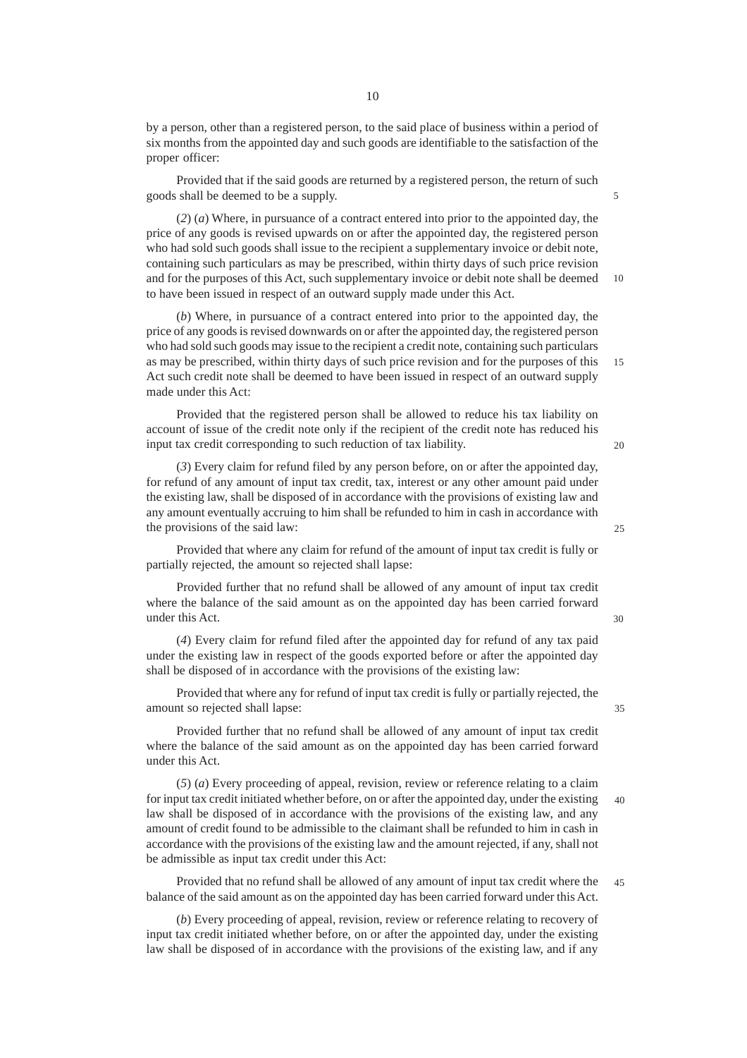by a person, other than a registered person, to the said place of business within a period of six months from the appointed day and such goods are identifiable to the satisfaction of the proper officer:

Provided that if the said goods are returned by a registered person, the return of such goods shall be deemed to be a supply.

(*2*) (*a*) Where, in pursuance of a contract entered into prior to the appointed day, the price of any goods is revised upwards on or after the appointed day, the registered person who had sold such goods shall issue to the recipient a supplementary invoice or debit note, containing such particulars as may be prescribed, within thirty days of such price revision and for the purposes of this Act, such supplementary invoice or debit note shall be deemed to have been issued in respect of an outward supply made under this Act.

(*b*) Where, in pursuance of a contract entered into prior to the appointed day, the price of any goods is revised downwards on or after the appointed day, the registered person who had sold such goods may issue to the recipient a credit note, containing such particulars as may be prescribed, within thirty days of such price revision and for the purposes of this Act such credit note shall be deemed to have been issued in respect of an outward supply made under this Act:

Provided that the registered person shall be allowed to reduce his tax liability on account of issue of the credit note only if the recipient of the credit note has reduced his input tax credit corresponding to such reduction of tax liability.

(*3*) Every claim for refund filed by any person before, on or after the appointed day, for refund of any amount of input tax credit, tax, interest or any other amount paid under the existing law, shall be disposed of in accordance with the provisions of existing law and any amount eventually accruing to him shall be refunded to him in cash in accordance with the provisions of the said law:

Provided that where any claim for refund of the amount of input tax credit is fully or partially rejected, the amount so rejected shall lapse:

Provided further that no refund shall be allowed of any amount of input tax credit where the balance of the said amount as on the appointed day has been carried forward under this Act.

(*4*) Every claim for refund filed after the appointed day for refund of any tax paid under the existing law in respect of the goods exported before or after the appointed day shall be disposed of in accordance with the provisions of the existing law:

Provided that where any for refund of input tax credit is fully or partially rejected, the amount so rejected shall lapse:

Provided further that no refund shall be allowed of any amount of input tax credit where the balance of the said amount as on the appointed day has been carried forward under this Act.

(*5*) (*a*) Every proceeding of appeal, revision, review or reference relating to a claim for input tax credit initiated whether before, on or after the appointed day, under the existing law shall be disposed of in accordance with the provisions of the existing law, and any amount of credit found to be admissible to the claimant shall be refunded to him in cash in accordance with the provisions of the existing law and the amount rejected, if any, shall not be admissible as input tax credit under this Act:

Provided that no refund shall be allowed of any amount of input tax credit where the balance of the said amount as on the appointed day has been carried forward under this Act.

(*b*) Every proceeding of appeal, revision, review or reference relating to recovery of input tax credit initiated whether before, on or after the appointed day, under the existing law shall be disposed of in accordance with the provisions of the existing law, and if any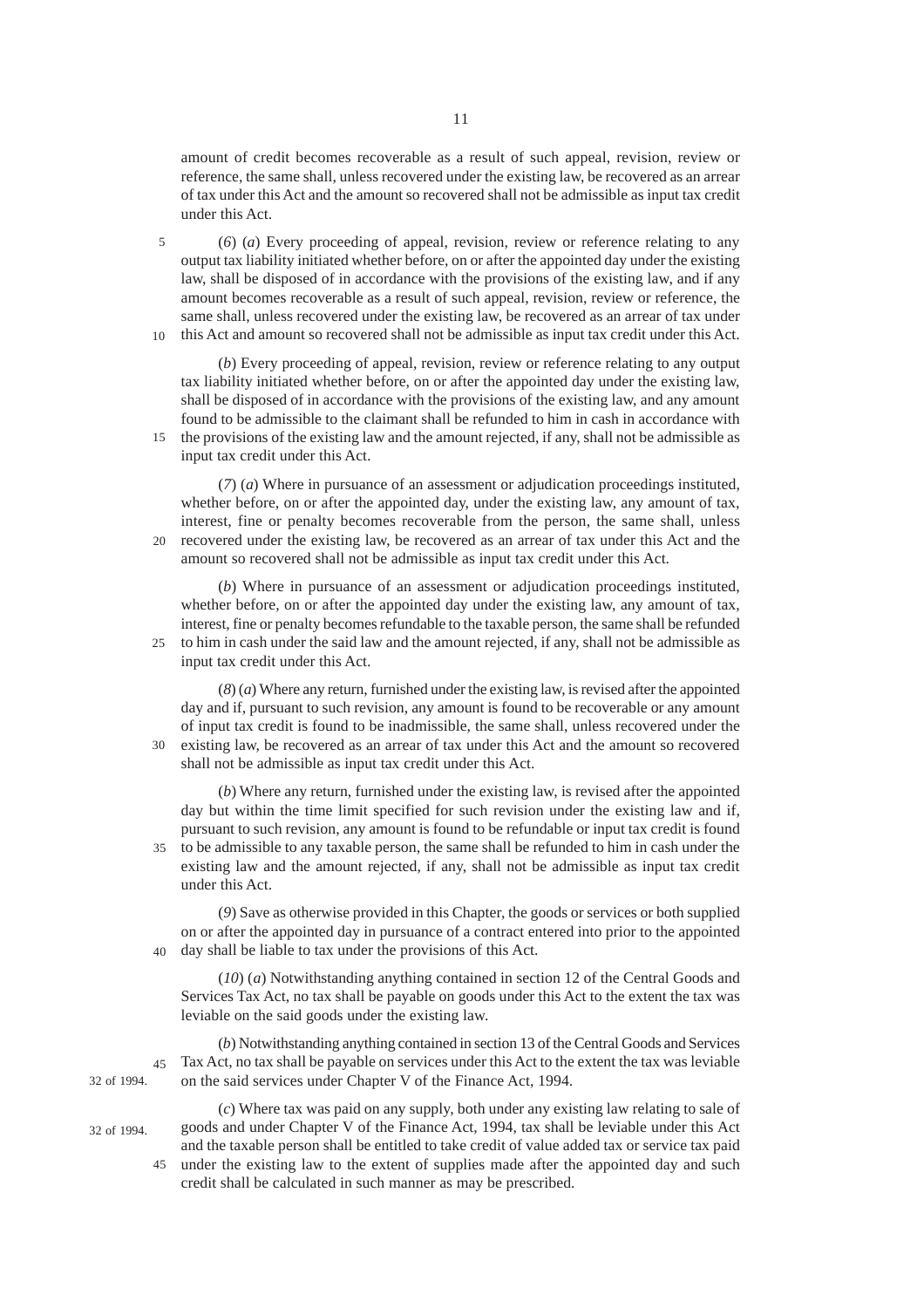amount of credit becomes recoverable as a result of such appeal, revision, review or reference, the same shall, unless recovered under the existing law, be recovered as an arrear of tax under this Act and the amount so recovered shall not be admissible as input tax credit under this Act.

(*6*) (*a*) Every proceeding of appeal, revision, review or reference relating to any output tax liability initiated whether before, on or after the appointed day under the existing law, shall be disposed of in accordance with the provisions of the existing law, and if any amount becomes recoverable as a result of such appeal, revision, review or reference, the same shall, unless recovered under the existing law, be recovered as an arrear of tax under this Act and amount so recovered shall not be admissible as input tax credit under this Act.

(*b*) Every proceeding of appeal, revision, review or reference relating to any output tax liability initiated whether before, on or after the appointed day under the existing law, shall be disposed of in accordance with the provisions of the existing law, and any amount found to be admissible to the claimant shall be refunded to him in cash in accordance with the provisions of the existing law and the amount rejected, if any, shall not be admissible as input tax credit under this Act.

(*7*) (*a*) Where in pursuance of an assessment or adjudication proceedings instituted, whether before, on or after the appointed day, under the existing law, any amount of tax, interest, fine or penalty becomes recoverable from the person, the same shall, unless recovered under the existing law, be recovered as an arrear of tax under this Act and the amount so recovered shall not be admissible as input tax credit under this Act.

(*b*) Where in pursuance of an assessment or adjudication proceedings instituted, whether before, on or after the appointed day under the existing law, any amount of tax, interest, fine or penalty becomes refundable to the taxable person, the same shall be refunded to him in cash under the said law and the amount rejected, if any, shall not be admissible as input tax credit under this Act.

(*8*) (*a*) Where any return, furnished under the existing law, is revised after the appointed day and if, pursuant to such revision, any amount is found to be recoverable or any amount of input tax credit is found to be inadmissible, the same shall, unless recovered under the existing law, be recovered as an arrear of tax under this Act and the amount so recovered shall not be admissible as input tax credit under this Act.

(*b*) Where any return, furnished under the existing law, is revised after the appointed day but within the time limit specified for such revision under the existing law and if, pursuant to such revision, any amount is found to be refundable or input tax credit is found to be admissible to any taxable person, the same shall be refunded to him in cash under the existing law and the amount rejected, if any, shall not be admissible as input tax credit under this Act.

(*9*) Save as otherwise provided in this Chapter, the goods or services or both supplied on or after the appointed day in pursuance of a contract entered into prior to the appointed day shall be liable to tax under the provisions of this Act.

(*10*) (*a*) Notwithstanding anything contained in section 12 of the Central Goods and Services Tax Act, no tax shall be payable on goods under this Act to the extent the tax was leviable on the said goods under the existing law.

(*b*) Notwithstanding anything contained in section 13 of the Central Goods and Services Tax Act, no tax shall be payable on services under this Act to the extent the tax was leviable on the said services under Chapter V of the Finance Act, 1994. (32 of 1994.)

(*c*) Where tax was paid on any supply, both under any existing law relating to sale of goods and under Chapter V of the Finance Act, 1994, tax shall be leviable under this Act and the taxable person shall be entitled to take credit of value added tax or service tax paid under the existing law to the extent of supplies made after the appointed day and such credit shall be calculated in such manner as may be prescribed. (32 of 1994.)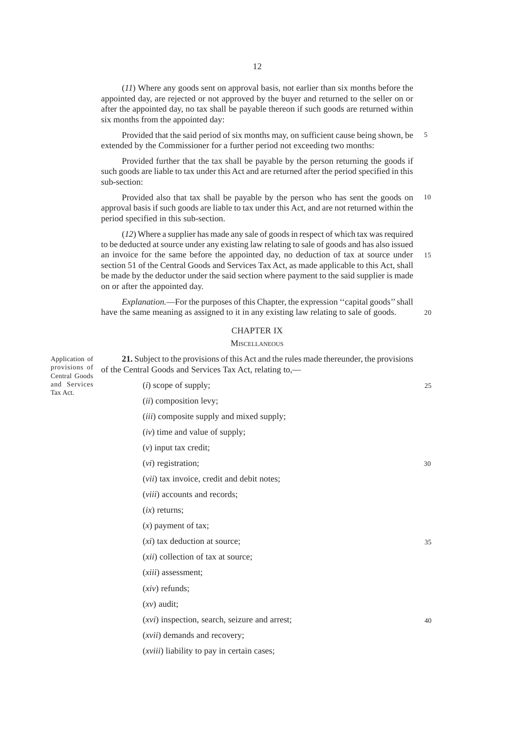(*11*) Where any goods sent on approval basis, not earlier than six months before the appointed day, are rejected or not approved by the buyer and returned to the seller on or after the appointed day, no tax shall be payable thereon if such goods are returned within six months from the appointed day:

Provided that the said period of six months may, on sufficient cause being shown, be extended by the Commissioner for a further period not exceeding two months:

Provided further that the tax shall be payable by the person returning the goods if such goods are liable to tax under this Act and are returned after the period specified in this sub-section:

Provided also that tax shall be payable by the person who has sent the goods on approval basis if such goods are liable to tax under this Act, and are not returned within the period specified in this sub-section.

(*12*) Where a supplier has made any sale of goods in respect of which tax was required to be deducted at source under any existing law relating to sale of goods and has also issued an invoice for the same before the appointed day, no deduction of tax at source under section 51 of the Central Goods and Services Tax Act, as made applicable to this Act, shall be made by the deductor under the said section where payment to the said supplier is made on or after the appointed day.

*Explanation.*—For the purposes of this Chapter, the expression ''capital goods'' shall have the same meaning as assigned to it in any existing law relating to sale of goods.

## CHAPTER IX

### MISCELLANEOUS

Application of provisions of Central Goods and Services Tax Act.

**21.** Subject to the provisions of this Act and the rules made thereunder, the provisions of the Central Goods and Services Tax Act, relating to,—

(*i*) scope of supply;

(*ii*) composition levy;

(*iii*) composite supply and mixed supply;

(*iv*) time and value of supply;

(*v*) input tax credit;

(*vi*) registration;

(*vii*) tax invoice, credit and debit notes;

(*viii*) accounts and records;

(*ix*) returns;

(*x*) payment of tax;

(*xi*) tax deduction at source;

(*xii*) collection of tax at source;

(*xiii*) assessment;

(*xiv*) refunds;

(*xv*) audit;

(*xvi*) inspection, search, seizure and arrest;

(*xvii*) demands and recovery;

(*xviii*) liability to pay in certain cases;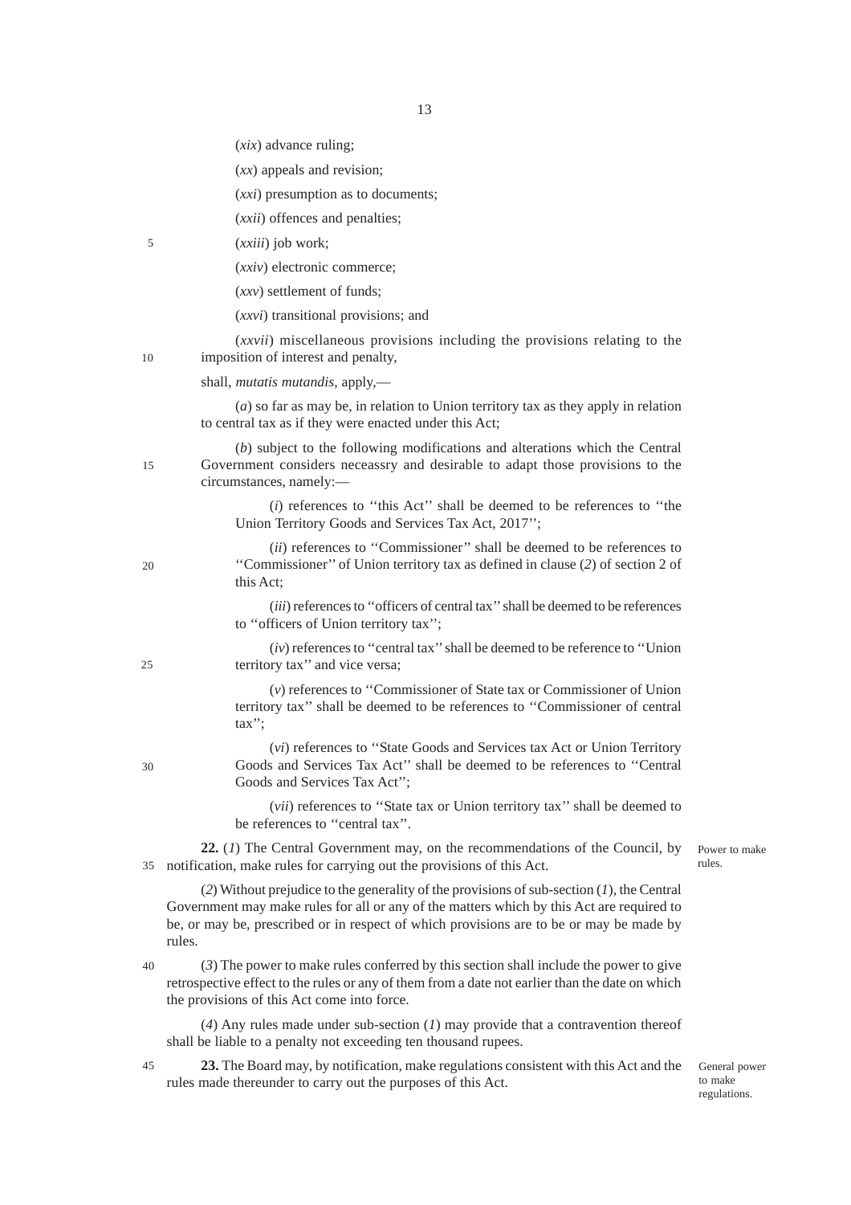(*xix*) advance ruling;

(*xx*) appeals and revision;

(*xxi*) presumption as to documents;

(*xxii*) offences and penalties;

(*xxiii*) job work;

(*xxiv*) electronic commerce;

(*xxv*) settlement of funds;

(*xxvi*) transitional provisions; and

(*xxvii*) miscellaneous provisions including the provisions relating to the imposition of interest and penalty,

shall, *mutatis mutandis*, apply,—

(*a*) so far as may be, in relation to Union territory tax as they apply in relation to central tax as if they were enacted under this Act;

(*b*) subject to the following modifications and alterations which the Central Government considers neceassry and desirable to adapt those provisions to the circumstances, namely:—

(*i*) references to ''this Act'' shall be deemed to be references to ''the Union Territory Goods and Services Tax Act, 2017'';

(*ii*) references to ''Commissioner'' shall be deemed to be references to ''Commissioner'' of Union territory tax as defined in clause (*2*) of section 2 of this Act;

(*iii*) references to ''officers of central tax'' shall be deemed to be references to ''officers of Union territory tax'';

(*iv*) references to ''central tax'' shall be deemed to be reference to ''Union territory tax'' and vice versa;

(*v*) references to ''Commissioner of State tax or Commissioner of Union territory tax'' shall be deemed to be references to ''Commissioner of central tax'';

(*vi*) references to ''State Goods and Services tax Act or Union Territory Goods and Services Tax Act'' shall be deemed to be references to ''Central Goods and Services Tax Act'';

(*vii*) references to ''State tax or Union territory tax'' shall be deemed to be references to ''central tax''.

Power to make rules.

**22.** (*1*) The Central Government may, on the recommendations of the Council, by notification, make rules for carrying out the provisions of this Act.

(*2*) Without prejudice to the generality of the provisions of sub-section (*1*), the Central Government may make rules for all or any of the matters which by this Act are required to be, or may be, prescribed or in respect of which provisions are to be or may be made by rules.

(*3*) The power to make rules conferred by this section shall include the power to give retrospective effect to the rules or any of them from a date not earlier than the date on which the provisions of this Act come into force.

(*4*) Any rules made under sub-section (*1*) may provide that a contravention thereof shall be liable to a penalty not exceeding ten thousand rupees.

General power to make regulations.

**23.** The Board may, by notification, make regulations consistent with this Act and the rules made thereunder to carry out the purposes of this Act.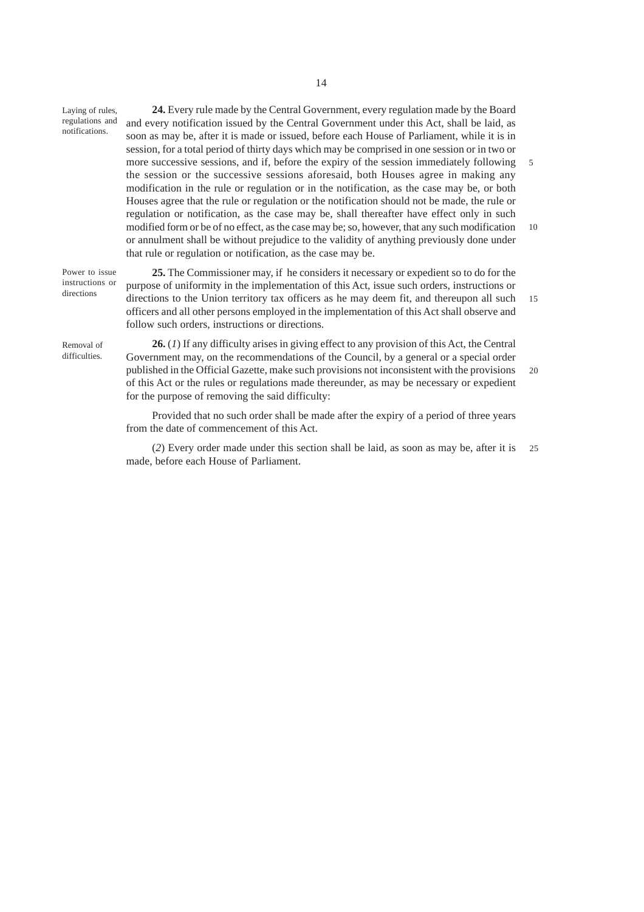Laying of rules, regulations and notifications.

**24.** Every rule made by the Central Government, every regulation made by the Board and every notification issued by the Central Government under this Act, shall be laid, as soon as may be, after it is made or issued, before each House of Parliament, while it is in session, for a total period of thirty days which may be comprised in one session or in two or more successive sessions, and if, before the expiry of the session immediately following the session or the successive sessions aforesaid, both Houses agree in making any modification in the rule or regulation or in the notification, as the case may be, or both Houses agree that the rule or regulation or the notification should not be made, the rule or regulation or notification, as the case may be, shall thereafter have effect only in such modified form or be of no effect, as the case may be; so, however, that any such modification or annulment shall be without prejudice to the validity of anything previously done under that rule or regulation or notification, as the case may be.

Power to issue instructions or directions

**25.** The Commissioner may, if he considers it necessary or expedient so to do for the purpose of uniformity in the implementation of this Act, issue such orders, instructions or directions to the Union territory tax officers as he may deem fit, and thereupon all such officers and all other persons employed in the implementation of this Act shall observe and follow such orders, instructions or directions.

Removal of difficulties.

**26.** (*1*) If any difficulty arises in giving effect to any provision of this Act, the Central Government may, on the recommendations of the Council, by a general or a special order published in the Official Gazette, make such provisions not inconsistent with the provisions of this Act or the rules or regulations made thereunder, as may be necessary or expedient for the purpose of removing the said difficulty:

Provided that no such order shall be made after the expiry of a period of three years from the date of commencement of this Act.

(*2*) Every order made under this section shall be laid, as soon as may be, after it is made, before each House of Parliament.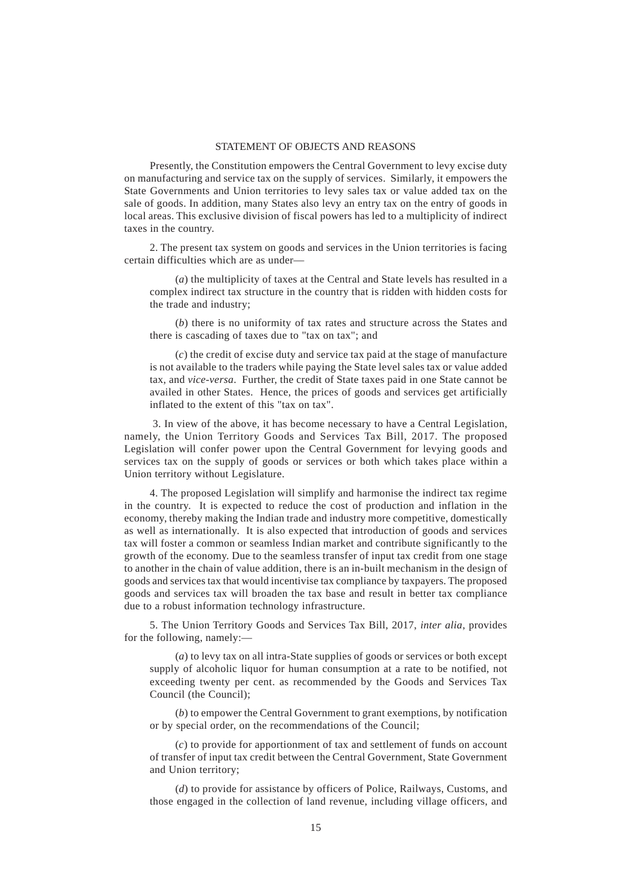## STATEMENT OF OBJECTS AND REASONS

Presently, the Constitution empowers the Central Government to levy excise duty on manufacturing and service tax on the supply of services. Similarly, it empowers the State Governments and Union territories to levy sales tax or value added tax on the sale of goods. In addition, many States also levy an entry tax on the entry of goods in local areas. This exclusive division of fiscal powers has led to a multiplicity of indirect taxes in the country.

2. The present tax system on goods and services in the Union territories is facing certain difficulties which are as under—

(*a*) the multiplicity of taxes at the Central and State levels has resulted in a complex indirect tax structure in the country that is ridden with hidden costs for the trade and industry;

(*b*) there is no uniformity of tax rates and structure across the States and there is cascading of taxes due to "tax on tax"; and

(*c*) the credit of excise duty and service tax paid at the stage of manufacture is not available to the traders while paying the State level sales tax or value added tax, and *vice-versa*. Further, the credit of State taxes paid in one State cannot be availed in other States. Hence, the prices of goods and services get artificially inflated to the extent of this "tax on tax".

3. In view of the above, it has become necessary to have a Central Legislation, namely, the Union Territory Goods and Services Tax Bill, 2017. The proposed Legislation will confer power upon the Central Government for levying goods and services tax on the supply of goods or services or both which takes place within a Union territory without Legislature.

4. The proposed Legislation will simplify and harmonise the indirect tax regime in the country. It is expected to reduce the cost of production and inflation in the economy, thereby making the Indian trade and industry more competitive, domestically as well as internationally. It is also expected that introduction of goods and services tax will foster a common or seamless Indian market and contribute significantly to the growth of the economy. Due to the seamless transfer of input tax credit from one stage to another in the chain of value addition, there is an in-built mechanism in the design of goods and services tax that would incentivise tax compliance by taxpayers. The proposed goods and services tax will broaden the tax base and result in better tax compliance due to a robust information technology infrastructure.

5. The Union Territory Goods and Services Tax Bill, 2017, *inter alia*, provides for the following, namely:—

(*a*) to levy tax on all intra-State supplies of goods or services or both except supply of alcoholic liquor for human consumption at a rate to be notified, not exceeding twenty per cent. as recommended by the Goods and Services Tax Council (the Council);

(*b*) to empower the Central Government to grant exemptions, by notification or by special order, on the recommendations of the Council;

(*c*) to provide for apportionment of tax and settlement of funds on account of transfer of input tax credit between the Central Government, State Government and Union territory;

(*d*) to provide for assistance by officers of Police, Railways, Customs, and those engaged in the collection of land revenue, including village officers, and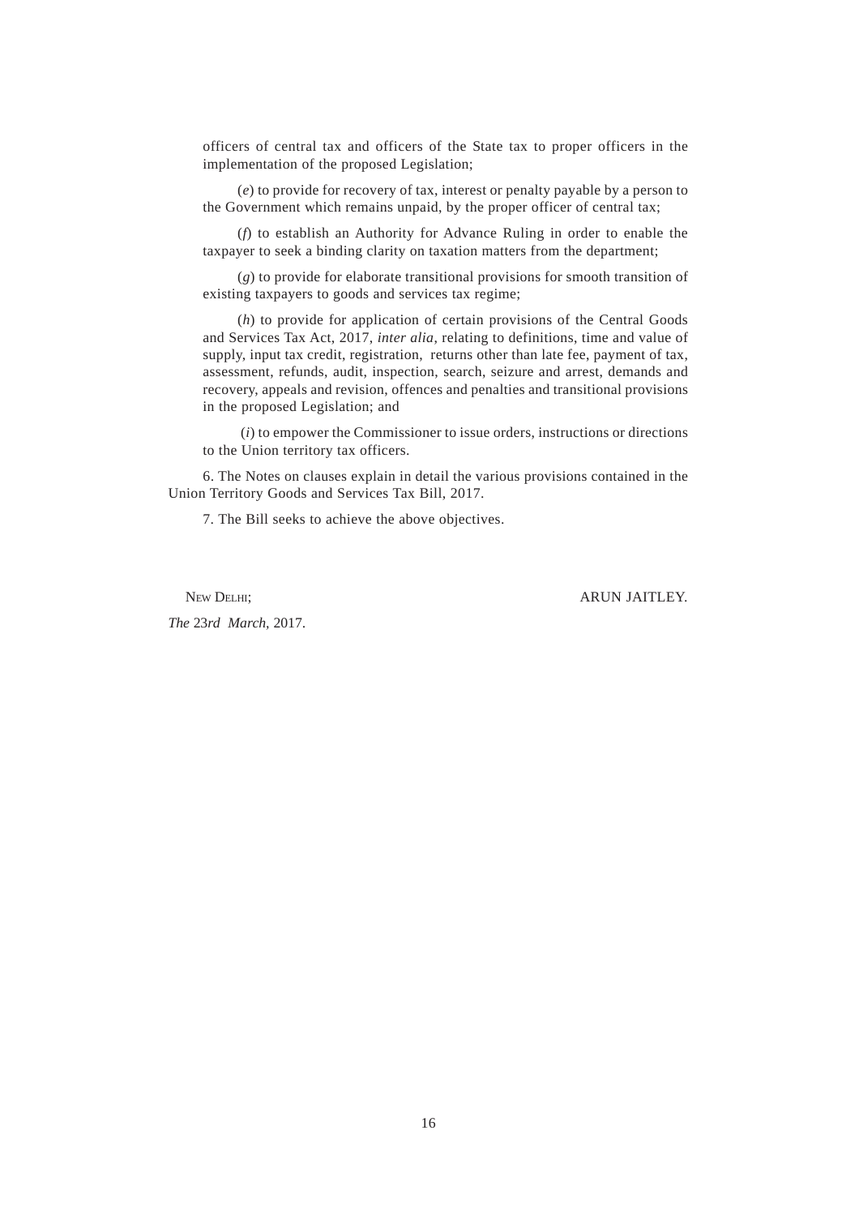officers of central tax and officers of the State tax to proper officers in the implementation of the proposed Legislation;

(*e*) to provide for recovery of tax, interest or penalty payable by a person to the Government which remains unpaid, by the proper officer of central tax;

(*f*) to establish an Authority for Advance Ruling in order to enable the taxpayer to seek a binding clarity on taxation matters from the department;

(*g*) to provide for elaborate transitional provisions for smooth transition of existing taxpayers to goods and services tax regime;

(*h*) to provide for application of certain provisions of the Central Goods and Services Tax Act, 2017, *inter alia*, relating to definitions, time and value of supply, input tax credit, registration, returns other than late fee, payment of tax, assessment, refunds, audit, inspection, search, seizure and arrest, demands and recovery, appeals and revision, offences and penalties and transitional provisions in the proposed Legislation; and

(*i*) to empower the Commissioner to issue orders, instructions or directions to the Union territory tax officers.

6. The Notes on clauses explain in detail the various provisions contained in the Union Territory Goods and Services Tax Bill, 2017.

7. The Bill seeks to achieve the above objectives.

NEW DELHI;

*The* 23*rd March*, 2017.

ARUN JAITLEY.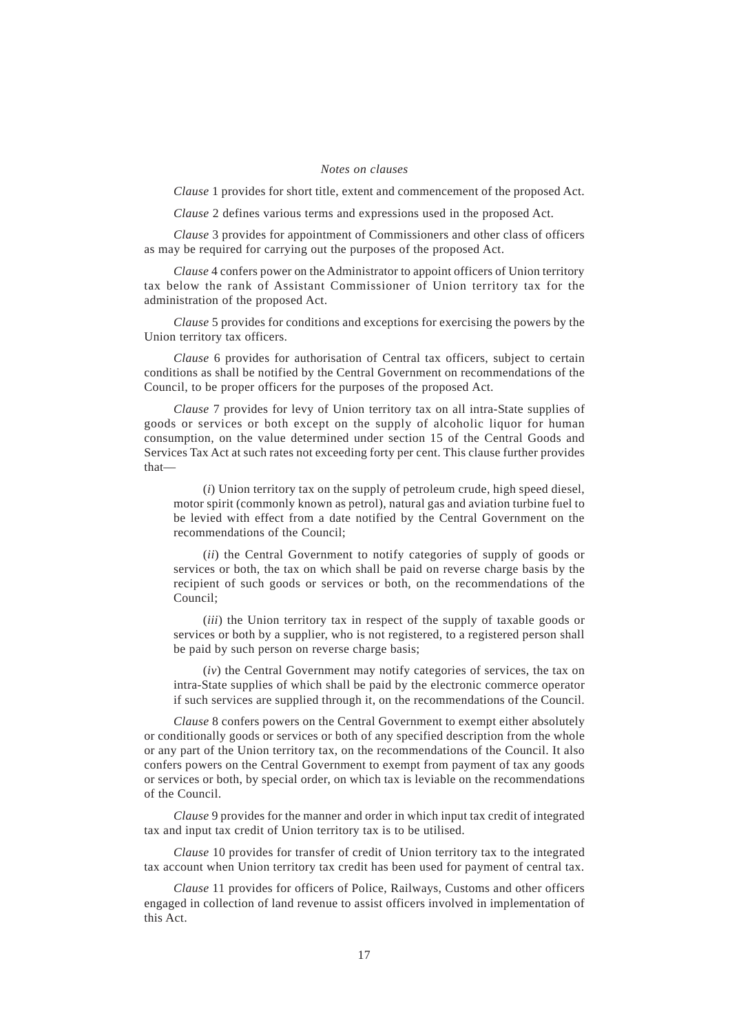*Notes on clauses*

*Clause* 1 provides for short title, extent and commencement of the proposed Act.

*Clause* 2 defines various terms and expressions used in the proposed Act.

*Clause* 3 provides for appointment of Commissioners and other class of officers as may be required for carrying out the purposes of the proposed Act.

*Clause* 4 confers power on the Administrator to appoint officers of Union territory tax below the rank of Assistant Commissioner of Union territory tax for the administration of the proposed Act.

*Clause* 5 provides for conditions and exceptions for exercising the powers by the Union territory tax officers.

*Clause* 6 provides for authorisation of Central tax officers, subject to certain conditions as shall be notified by the Central Government on recommendations of the Council, to be proper officers for the purposes of the proposed Act.

*Clause* 7 provides for levy of Union territory tax on all intra-State supplies of goods or services or both except on the supply of alcoholic liquor for human consumption, on the value determined under section 15 of the Central Goods and Services Tax Act at such rates not exceeding forty per cent. This clause further provides that—

(*i*) Union territory tax on the supply of petroleum crude, high speed diesel, motor spirit (commonly known as petrol), natural gas and aviation turbine fuel to be levied with effect from a date notified by the Central Government on the recommendations of the Council;

(*ii*) the Central Government to notify categories of supply of goods or services or both, the tax on which shall be paid on reverse charge basis by the recipient of such goods or services or both, on the recommendations of the Council;

(*iii*) the Union territory tax in respect of the supply of taxable goods or services or both by a supplier, who is not registered, to a registered person shall be paid by such person on reverse charge basis;

(*iv*) the Central Government may notify categories of services, the tax on intra-State supplies of which shall be paid by the electronic commerce operator if such services are supplied through it, on the recommendations of the Council.

*Clause* 8 confers powers on the Central Government to exempt either absolutely or conditionally goods or services or both of any specified description from the whole or any part of the Union territory tax, on the recommendations of the Council. It also confers powers on the Central Government to exempt from payment of tax any goods or services or both, by special order, on which tax is leviable on the recommendations of the Council.

*Clause* 9 provides for the manner and order in which input tax credit of integrated tax and input tax credit of Union territory tax is to be utilised.

*Clause* 10 provides for transfer of credit of Union territory tax to the integrated tax account when Union territory tax credit has been used for payment of central tax.

*Clause* 11 provides for officers of Police, Railways, Customs and other officers engaged in collection of land revenue to assist officers involved in implementation of this Act.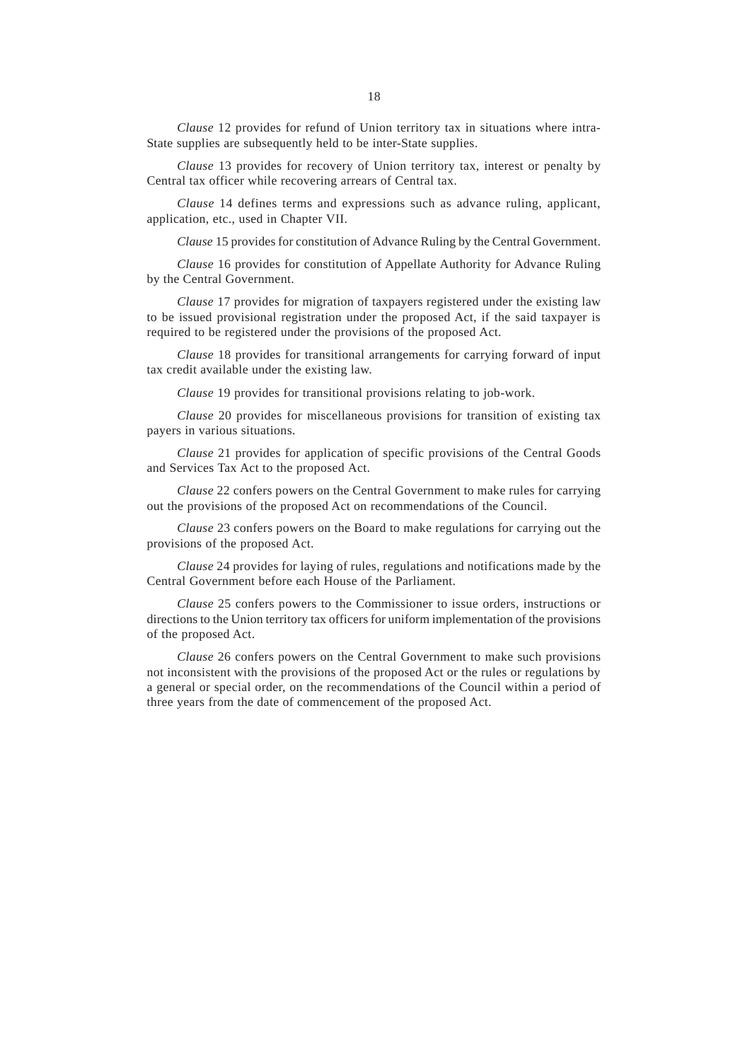*Clause* 12 provides for refund of Union territory tax in situations where intra-State supplies are subsequently held to be inter-State supplies.

*Clause* 13 provides for recovery of Union territory tax, interest or penalty by Central tax officer while recovering arrears of Central tax.

*Clause* 14 defines terms and expressions such as advance ruling, applicant, application, etc., used in Chapter VII.

*Clause* 15 provides for constitution of Advance Ruling by the Central Government.

*Clause* 16 provides for constitution of Appellate Authority for Advance Ruling by the Central Government.

*Clause* 17 provides for migration of taxpayers registered under the existing law to be issued provisional registration under the proposed Act, if the said taxpayer is required to be registered under the provisions of the proposed Act.

*Clause* 18 provides for transitional arrangements for carrying forward of input tax credit available under the existing law.

*Clause* 19 provides for transitional provisions relating to job-work.

*Clause* 20 provides for miscellaneous provisions for transition of existing tax payers in various situations.

*Clause* 21 provides for application of specific provisions of the Central Goods and Services Tax Act to the proposed Act.

*Clause* 22 confers powers on the Central Government to make rules for carrying out the provisions of the proposed Act on recommendations of the Council.

*Clause* 23 confers powers on the Board to make regulations for carrying out the provisions of the proposed Act.

*Clause* 24 provides for laying of rules, regulations and notifications made by the Central Government before each House of the Parliament.

*Clause* 25 confers powers to the Commissioner to issue orders, instructions or directions to the Union territory tax officers for uniform implementation of the provisions of the proposed Act.

*Clause* 26 confers powers on the Central Government to make such provisions not inconsistent with the provisions of the proposed Act or the rules or regulations by a general or special order, on the recommendations of the Council within a period of three years from the date of commencement of the proposed Act.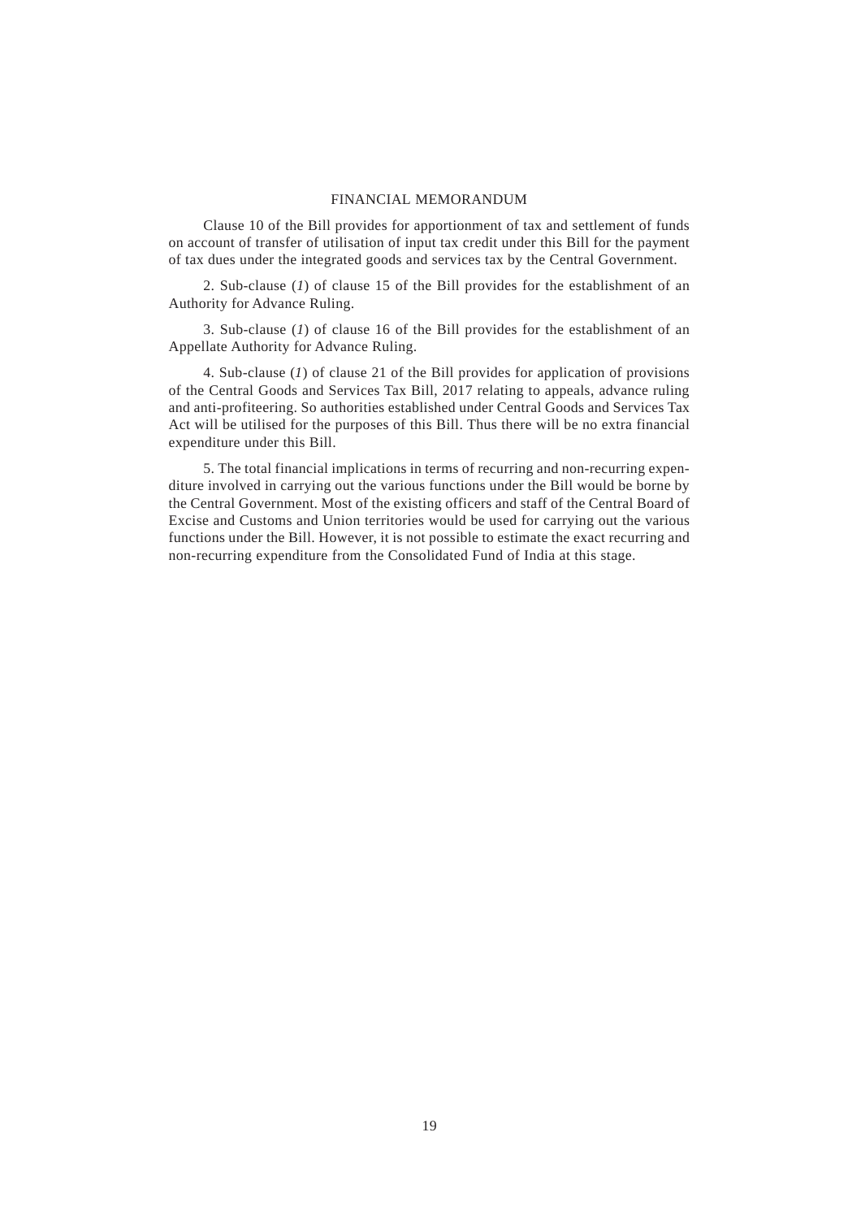## FINANCIAL MEMORANDUM

Clause 10 of the Bill provides for apportionment of tax and settlement of funds on account of transfer of utilisation of input tax credit under this Bill for the payment of tax dues under the integrated goods and services tax by the Central Government.

2. Sub-clause (*1*) of clause 15 of the Bill provides for the establishment of an Authority for Advance Ruling.

3. Sub-clause (*1*) of clause 16 of the Bill provides for the establishment of an Appellate Authority for Advance Ruling.

4. Sub-clause (*1*) of clause 21 of the Bill provides for application of provisions of the Central Goods and Services Tax Bill, 2017 relating to appeals, advance ruling and anti-profiteering. So authorities established under Central Goods and Services Tax Act will be utilised for the purposes of this Bill. Thus there will be no extra financial expenditure under this Bill.

5. The total financial implications in terms of recurring and non-recurring expenditure involved in carrying out the various functions under the Bill would be borne by the Central Government. Most of the existing officers and staff of the Central Board of Excise and Customs and Union territories would be used for carrying out the various functions under the Bill. However, it is not possible to estimate the exact recurring and non-recurring expenditure from the Consolidated Fund of India at this stage.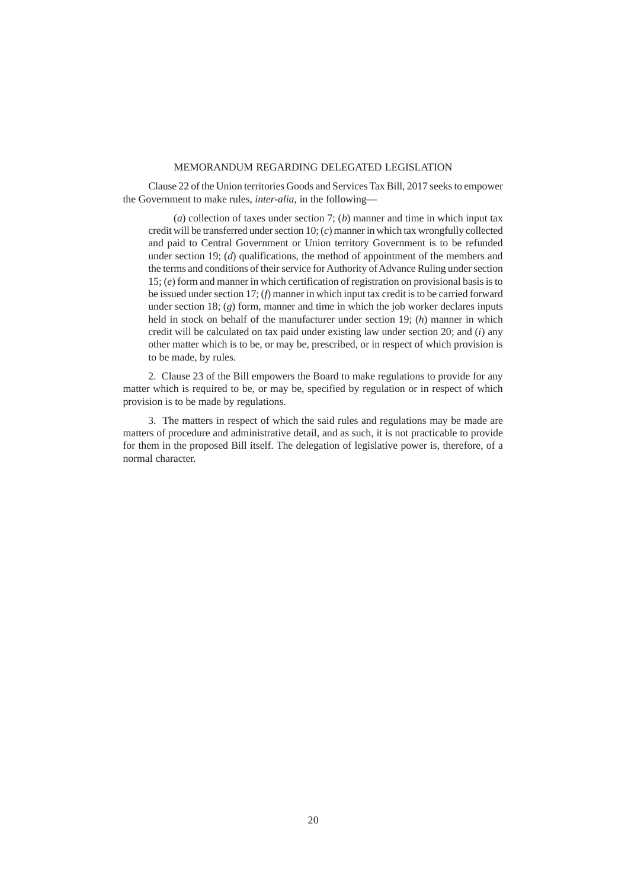## MEMORANDUM REGARDING DELEGATED LEGISLATION

Clause 22 of the Union territories Goods and Services Tax Bill, 2017 seeks to empower the Government to make rules, *inter-alia,* in the following—

(*a*) collection of taxes under section 7; (*b*) manner and time in which input tax credit will be transferred under section 10; (*c*) manner in which tax wrongfully collected and paid to Central Government or Union territory Government is to be refunded under section 19; (*d*) qualifications, the method of appointment of the members and the terms and conditions of their service for Authority of Advance Ruling under section 15; (*e*) form and manner in which certification of registration on provisional basis is to be issued under section 17; (*f*) manner in which input tax credit is to be carried forward under section 18; (*g*) form, manner and time in which the job worker declares inputs held in stock on behalf of the manufacturer under section 19; (*h*) manner in which credit will be calculated on tax paid under existing law under section 20; and (*i*) any other matter which is to be, or may be, prescribed, or in respect of which provision is to be made, by rules.

2. Clause 23 of the Bill empowers the Board to make regulations to provide for any matter which is required to be, or may be, specified by regulation or in respect of which provision is to be made by regulations.

3. The matters in respect of which the said rules and regulations may be made are matters of procedure and administrative detail, and as such, it is not practicable to provide for them in the proposed Bill itself. The delegation of legislative power is, therefore, of a normal character.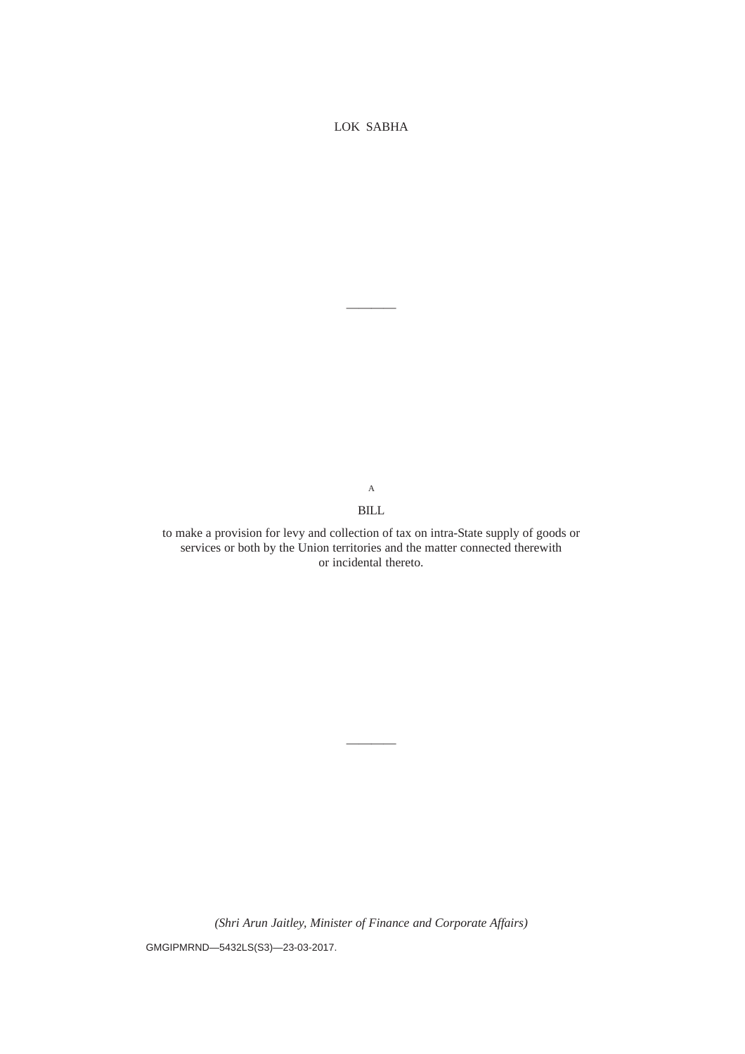LOK SABHA

————

A

BILL

to make a provision for levy and collection of tax on intra-State supply of goods or services or both by the Union territories and the matter connected therewith or incidental thereto.

————

*(Shri Arun Jaitley, Minister of Finance and Corporate Affairs)*

GMGIPMRND—5432LS(S3)—23-03-2017.